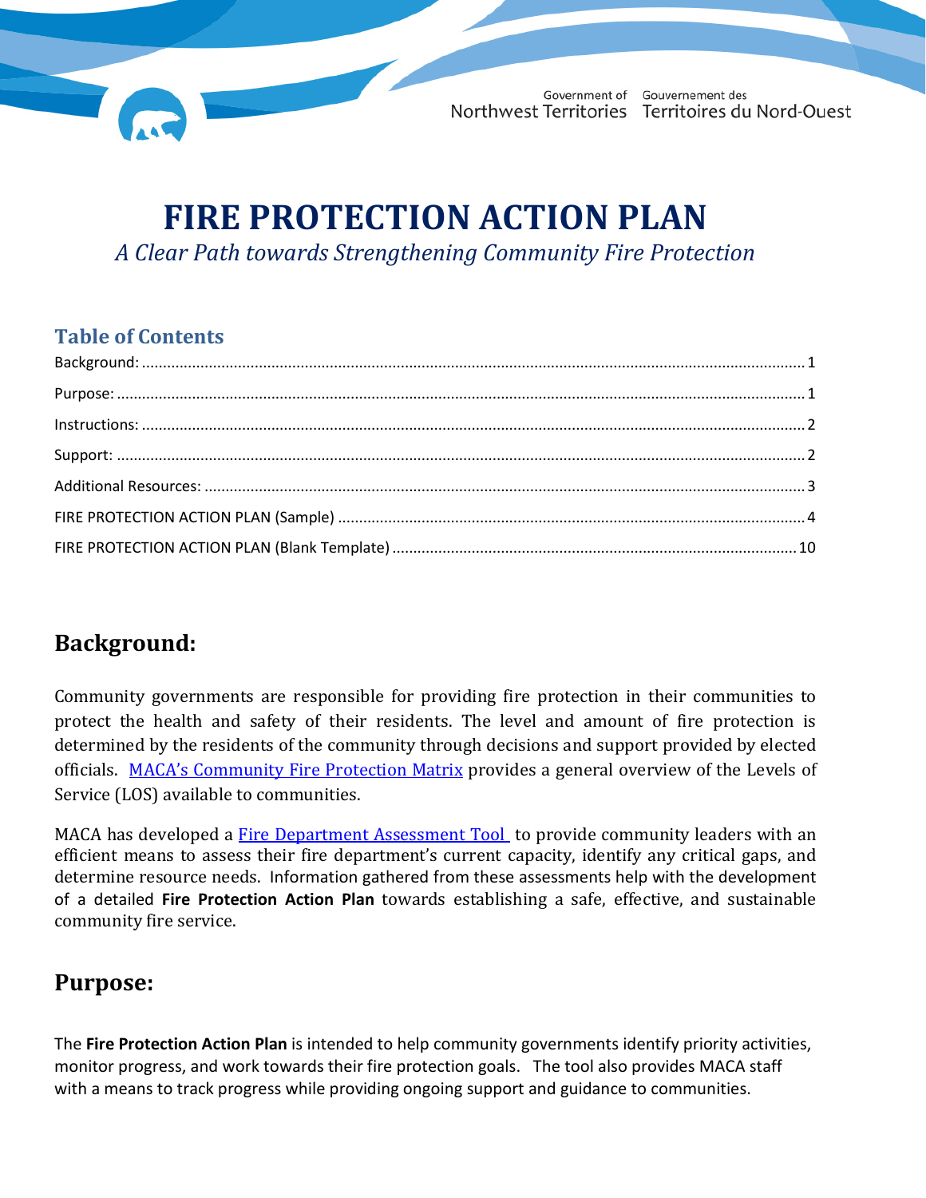Government of Northwest Territories / Gouvernement des Territoires du Nord-Ouest

# FIRE PROTECTION ACTION PLAN

*A Clear Path towards Strengthening Community Fire Protection*

## Table of Contents

Background: ..... 1

Purpose: ..... 1

Instructions: ..... 2

Support: ..... 2

Additional Resources: ..... 3

FIRE PROTECTION ACTION PLAN (Sample) ..... 4

FIRE PROTECTION ACTION PLAN (Blank Template) ..... 10

## Background:

Community governments are responsible for providing fire protection in their communities to protect the health and safety of their residents. The level and amount of fire protection is determined by the residents of the community through decisions and support provided by elected officials. MACA's Community Fire Protection Matrix provides a general overview of the Levels of Service (LOS) available to communities.

MACA has developed a Fire Department Assessment Tool to provide community leaders with an efficient means to assess their fire department's current capacity, identify any critical gaps, and determine resource needs. Information gathered from these assessments help with the development of a detailed **Fire Protection Action Plan** towards establishing a safe, effective, and sustainable community fire service.

## Purpose:

The **Fire Protection Action Plan** is intended to help community governments identify priority activities, monitor progress, and work towards their fire protection goals. The tool also provides MACA staff with a means to track progress while providing ongoing support and guidance to communities.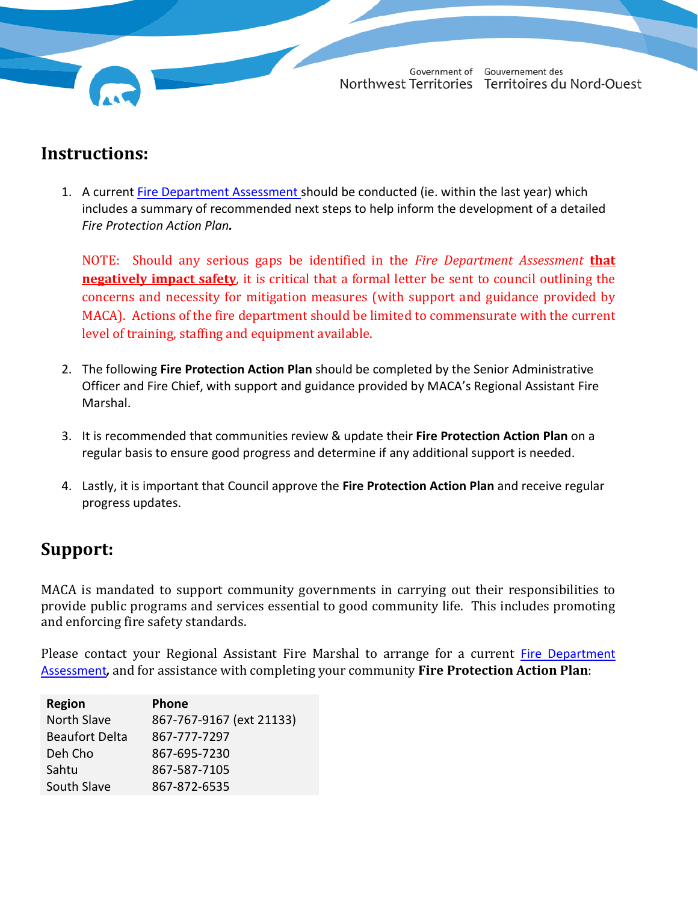## Instructions:

1. A current Fire Department Assessment should be conducted (ie. within the last year) which includes a summary of recommended next steps to help inform the development of a detailed *Fire Protection Action Plan.*

   NOTE: Should any serious gaps be identified in the *Fire Department Assessment* **that negatively impact safety**, it is critical that a formal letter be sent to council outlining the concerns and necessity for mitigation measures (with support and guidance provided by MACA). Actions of the fire department should be limited to commensurate with the current level of training, staffing and equipment available.

2. The following **Fire Protection Action Plan** should be completed by the Senior Administrative Officer and Fire Chief, with support and guidance provided by MACA's Regional Assistant Fire Marshal.

3. It is recommended that communities review & update their **Fire Protection Action Plan** on a regular basis to ensure good progress and determine if any additional support is needed.

4. Lastly, it is important that Council approve the **Fire Protection Action Plan** and receive regular progress updates.

## Support:

MACA is mandated to support community governments in carrying out their responsibilities to provide public programs and services essential to good community life. This includes promoting and enforcing fire safety standards.

Please contact your Regional Assistant Fire Marshal to arrange for a current Fire Department Assessment, and for assistance with completing your community **Fire Protection Action Plan**:

| Region | Phone |
|---|---|
| North Slave | 867-767-9167 (ext 21133) |
| Beaufort Delta | 867-777-7297 |
| Deh Cho | 867-695-7230 |
| Sahtu | 867-587-7105 |
| South Slave | 867-872-6535 |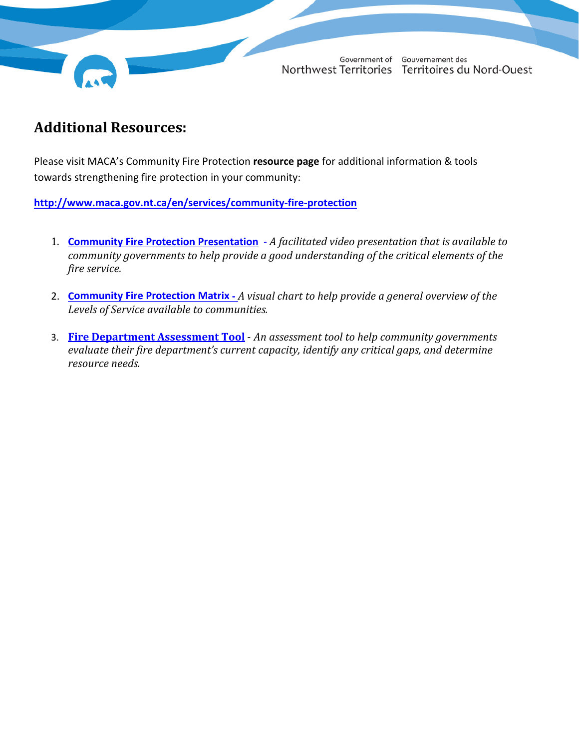## Additional Resources:

Please visit MACA's Community Fire Protection **resource page** for additional information & tools towards strengthening fire protection in your community:

**http://www.maca.gov.nt.ca/en/services/community-fire-protection**

1. **Community Fire Protection Presentation** - *A facilitated video presentation that is available to community governments to help provide a good understanding of the critical elements of the fire service.*

2. **Community Fire Protection Matrix** - *A visual chart to help provide a general overview of the Levels of Service available to communities.*

3. **Fire Department Assessment Tool** - *An assessment tool to help community governments evaluate their fire department's current capacity, identify any critical gaps, and determine resource needs.*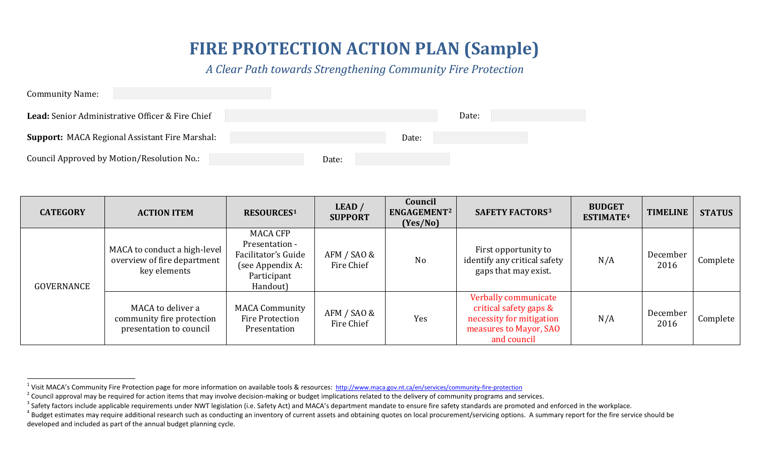# FIRE PROTECTION ACTION PLAN (Sample)

*A Clear Path towards Strengthening Community Fire Protection*

Community Name:

**Lead:** Senior Administrative Officer & Fire Chief Date:

**Support:** MACA Regional Assistant Fire Marshal: Date:

Council Approved by Motion/Resolution No.: Date:

| CATEGORY | ACTION ITEM | RESOURCES[1] | LEAD / SUPPORT | Council ENGAGEMENT[2] (Yes/No) | SAFETY FACTORS[3] | BUDGET ESTIMATE[4] | TIMELINE | STATUS |
|---|---|---|---|---|---|---|---|---|
| GOVERNANCE | MACA to conduct a high-level overview of fire department key elements | MACA CFP Presentation - Facilitator's Guide (see Appendix A: Participant Handout) | AFM / SAO & Fire Chief | No | First opportunity to identify any critical safety gaps that may exist. | N/A | December 2016 | Complete |
| | MACA to deliver a community fire protection presentation to council | MACA Community Fire Protection Presentation | AFM / SAO & Fire Chief | Yes | Verbally communicate critical safety gaps & necessity for mitigation measures to Mayor, SAO and council | N/A | December 2016 | Complete |

[1] Visit MACA's Community Fire Protection page for more information on available tools & resources: http://www.maca.gov.nt.ca/en/services/community-fire-protection

[2] Council approval may be required for action items that may involve decision-making or budget implications related to the delivery of community programs and services.

[3] Safety factors include applicable requirements under NWT legislation (i.e. Safety Act) and MACA's department mandate to ensure fire safety standards are promoted and enforced in the workplace.

[4] Budget estimates may require additional research such as conducting an inventory of current assets and obtaining quotes on local procurement/servicing options. A summary report for the fire service should be developed and included as part of the annual budget planning cycle.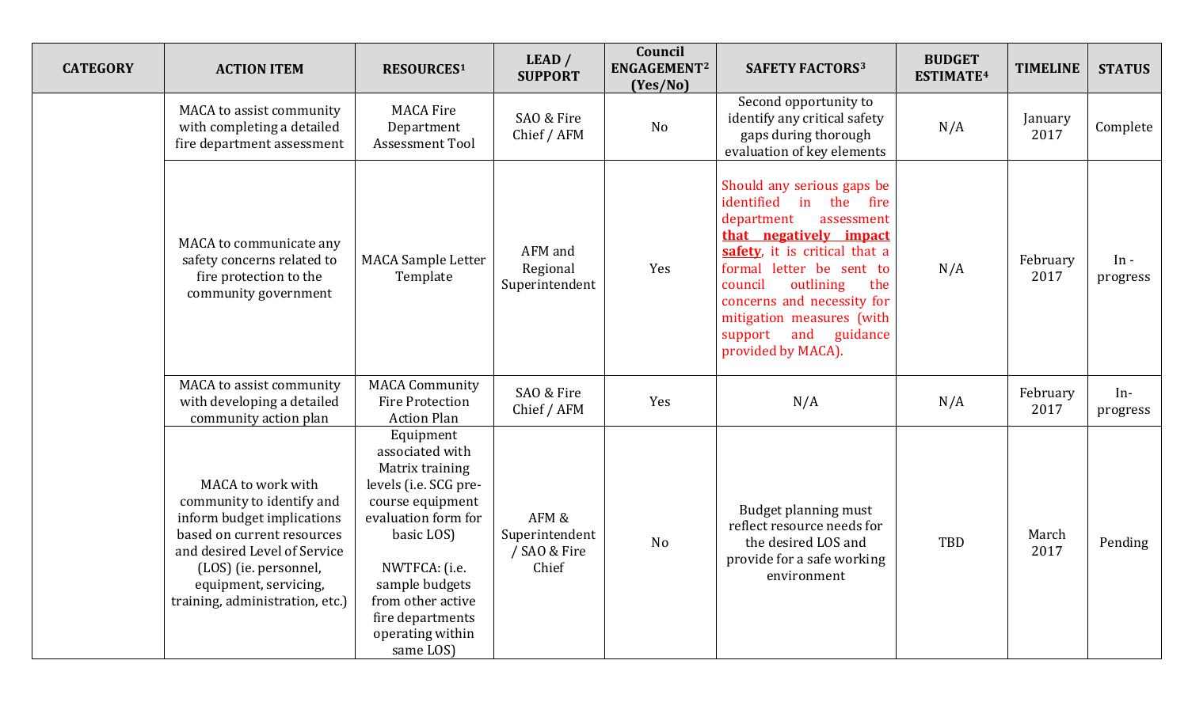| CATEGORY | ACTION ITEM | RESOURCES[1] | LEAD / SUPPORT | Council ENGAGEMENT[2] (Yes/No) | SAFETY FACTORS[3] | BUDGET ESTIMATE[4] | TIMELINE | STATUS |
|---|---|---|---|---|---|---|---|---|
| | MACA to assist community with completing a detailed fire department assessment | MACA Fire Department Assessment Tool | SAO & Fire Chief / AFM | No | Second opportunity to identify any critical safety gaps during thorough evaluation of key elements | N/A | January 2017 | Complete |
| | MACA to communicate any safety concerns related to fire protection to the community government | MACA Sample Letter Template | AFM and Regional Superintendent | Yes | Should any serious gaps be identified in the fire department assessment **that negatively impact safety**, it is critical that a formal letter be sent to council outlining the concerns and necessity for mitigation measures (with support and guidance provided by MACA). | N/A | February 2017 | In - progress |
| | MACA to assist community with developing a detailed community action plan | MACA Community Fire Protection Action Plan | SAO & Fire Chief / AFM | Yes | N/A | N/A | February 2017 | In-progress |
| | MACA to work with community to identify and inform budget implications based on current resources and desired Level of Service (LOS) (ie. personnel, equipment, servicing, training, administration, etc.) | Equipment associated with Matrix training levels (i.e. SCG pre-course equipment evaluation form for basic LOS)<br><br>NWTFCA: (i.e. sample budgets from other active fire departments operating within same LOS) | AFM & Superintendent / SAO & Fire Chief | No | Budget planning must reflect resource needs for the desired LOS and provide for a safe working environment | TBD | March 2017 | Pending |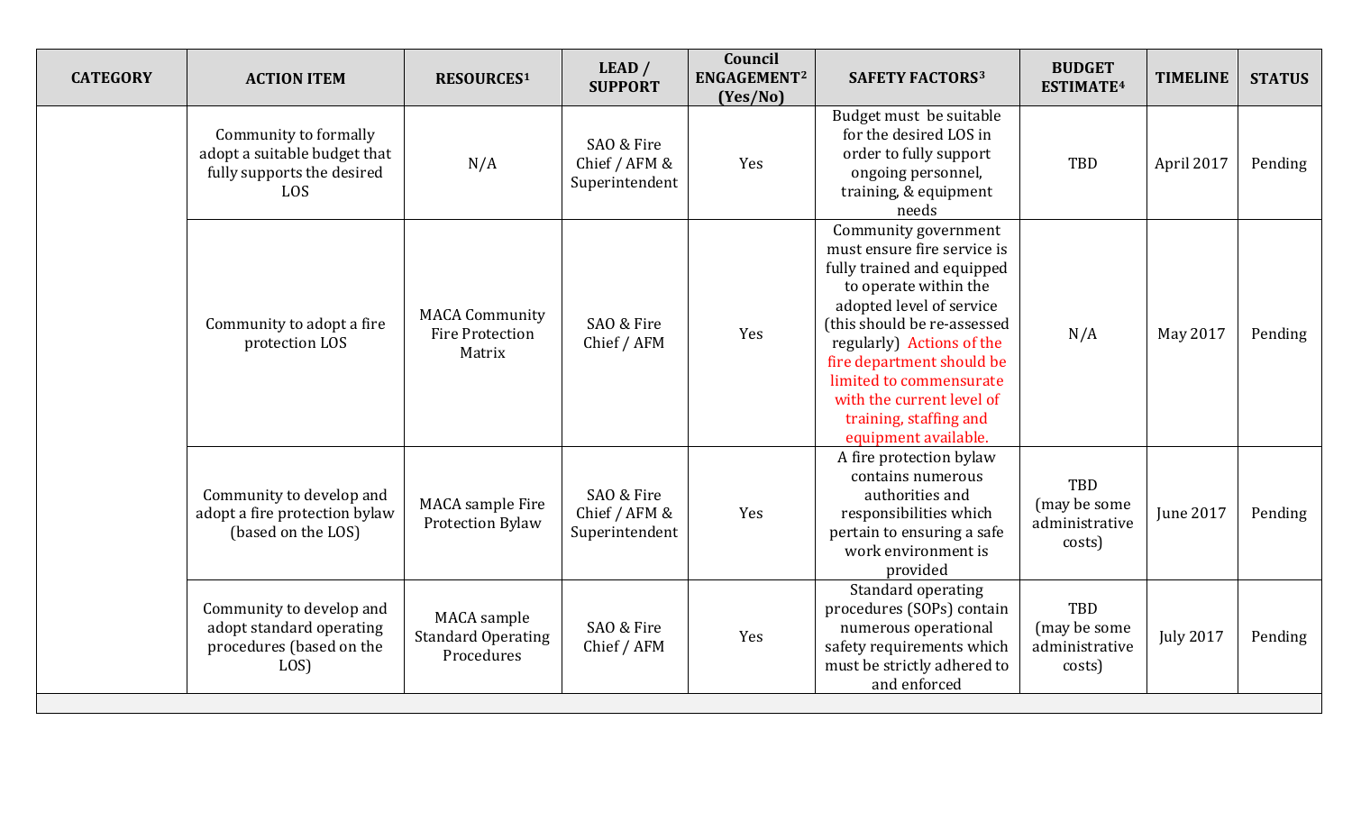| CATEGORY | ACTION ITEM | RESOURCES[1] | LEAD / SUPPORT | Council ENGAGEMENT[2] (Yes/No) | SAFETY FACTORS[3] | BUDGET ESTIMATE[4] | TIMELINE | STATUS |
|---|---|---|---|---|---|---|---|---|
| | Community to formally adopt a suitable budget that fully supports the desired LOS | N/A | SAO & Fire Chief / AFM & Superintendent | Yes | Budget must be suitable for the desired LOS in order to fully support ongoing personnel, training, & equipment needs | TBD | April 2017 | Pending |
| | Community to adopt a fire protection LOS | MACA Community Fire Protection Matrix | SAO & Fire Chief / AFM | Yes | Community government must ensure fire service is fully trained and equipped to operate within the adopted level of service (this should be re-assessed regularly) Actions of the fire department should be limited to commensurate with the current level of training, staffing and equipment available. | N/A | May 2017 | Pending |
| | Community to develop and adopt a fire protection bylaw (based on the LOS) | MACA sample Fire Protection Bylaw | SAO & Fire Chief / AFM & Superintendent | Yes | A fire protection bylaw contains numerous authorities and responsibilities which pertain to ensuring a safe work environment is provided | TBD (may be some administrative costs) | June 2017 | Pending |
| | Community to develop and adopt standard operating procedures (based on the LOS) | MACA sample Standard Operating Procedures | SAO & Fire Chief / AFM | Yes | Standard operating procedures (SOPs) contain numerous operational safety requirements which must be strictly adhered to and enforced | TBD (may be some administrative costs) | July 2017 | Pending |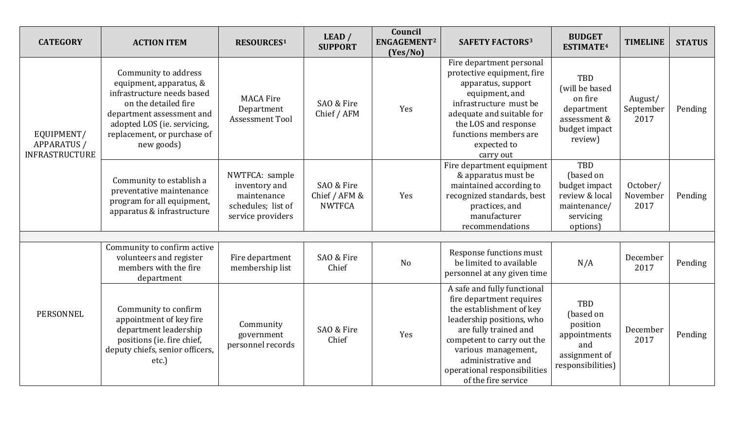| CATEGORY | ACTION ITEM | RESOURCES[1] | LEAD / SUPPORT | Council ENGAGEMENT[2] (Yes/No) | SAFETY FACTORS[3] | BUDGET ESTIMATE[4] | TIMELINE | STATUS |
|---|---|---|---|---|---|---|---|---|
| EQUIPMENT/ APPARATUS / INFRASTRUCTURE | Community to address equipment, apparatus, & infrastructure needs based on the detailed fire department assessment and adopted LOS (ie. servicing, replacement, or purchase of new goods) | MACA Fire Department Assessment Tool | SAO & Fire Chief / AFM | Yes | Fire department personal protective equipment, fire apparatus, support equipment, and infrastructure must be adequate and suitable for the LOS and response functions members are expected to carry out | TBD (will be based on fire department assessment & budget impact review) | August/ September 2017 | Pending |
| | Community to establish a preventative maintenance program for all equipment, apparatus & infrastructure | NWTFCA: sample inventory and maintenance schedules; list of service providers | SAO & Fire Chief / AFM & NWTFCA | Yes | Fire department equipment & apparatus must be maintained according to recognized standards, best practices, and manufacturer recommendations | TBD (based on budget impact review & local maintenance/ servicing options) | October/ November 2017 | Pending |
| | | | | | | | | |
| PERSONNEL | Community to confirm active volunteers and register members with the fire department | Fire department membership list | SAO & Fire Chief | No | Response functions must be limited to available personnel at any given time | N/A | December 2017 | Pending |
| | Community to confirm appointment of key fire department leadership positions (ie. fire chief, deputy chiefs, senior officers, etc.) | Community government personnel records | SAO & Fire Chief | Yes | A safe and fully functional fire department requires the establishment of key leadership positions, who are fully trained and competent to carry out the various management, administrative and operational responsibilities of the fire service | TBD (based on position appointments and assignment of responsibilities) | December 2017 | Pending |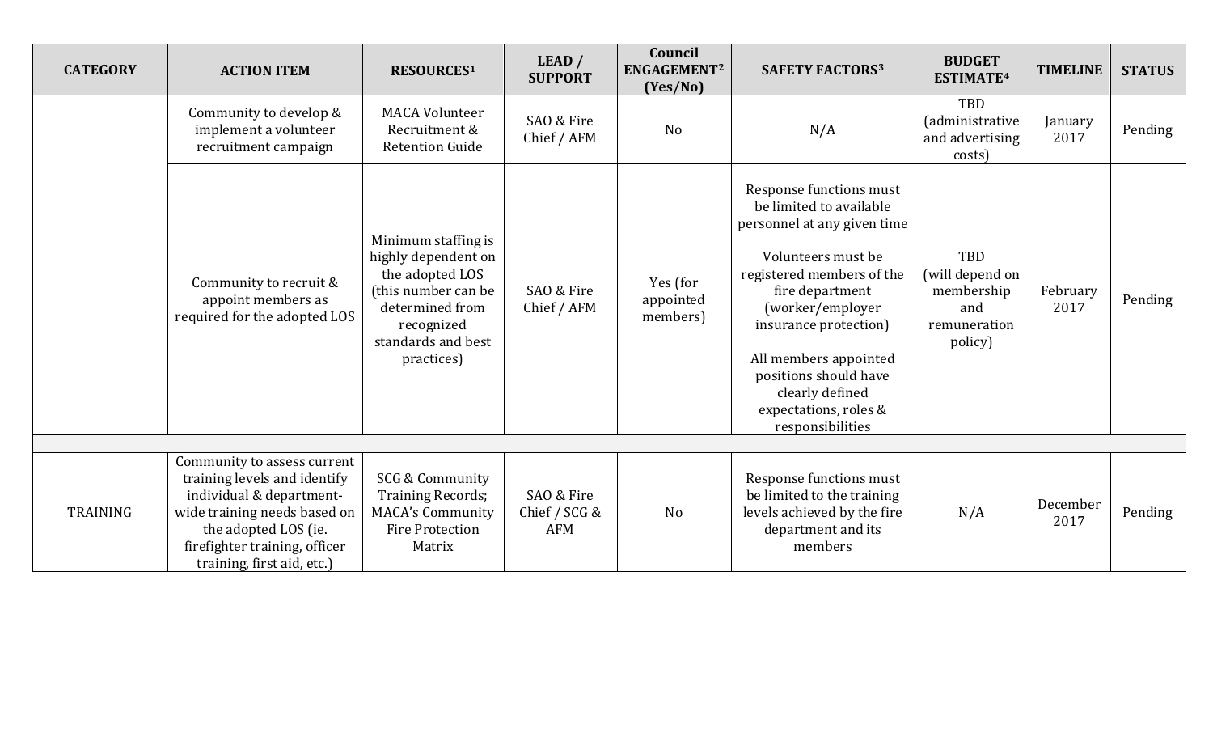| CATEGORY | ACTION ITEM | RESOURCES[1] | LEAD / SUPPORT | Council ENGAGEMENT[2] (Yes/No) | SAFETY FACTORS[3] | BUDGET ESTIMATE[4] | TIMELINE | STATUS |
|---|---|---|---|---|---|---|---|---|
| | Community to develop & implement a volunteer recruitment campaign | MACA Volunteer Recruitment & Retention Guide | SAO & Fire Chief / AFM | No | N/A | TBD (administrative and advertising costs) | January 2017 | Pending |
| | Community to recruit & appoint members as required for the adopted LOS | Minimum staffing is highly dependent on the adopted LOS (this number can be determined from recognized standards and best practices) | SAO & Fire Chief / AFM | Yes (for appointed members) | Response functions must be limited to available personnel at any given time<br><br>Volunteers must be registered members of the fire department (worker/employer insurance protection)<br><br>All members appointed positions should have clearly defined expectations, roles & responsibilities | TBD (will depend on membership and remuneration policy) | February 2017 | Pending |
| | | | | | | | | |
| TRAINING | Community to assess current training levels and identify individual & department-wide training needs based on the adopted LOS (ie. firefighter training, officer training, first aid, etc.) | SCG & Community Training Records; MACA's Community Fire Protection Matrix | SAO & Fire Chief / SCG & AFM | No | Response functions must be limited to the training levels achieved by the fire department and its members | N/A | December 2017 | Pending |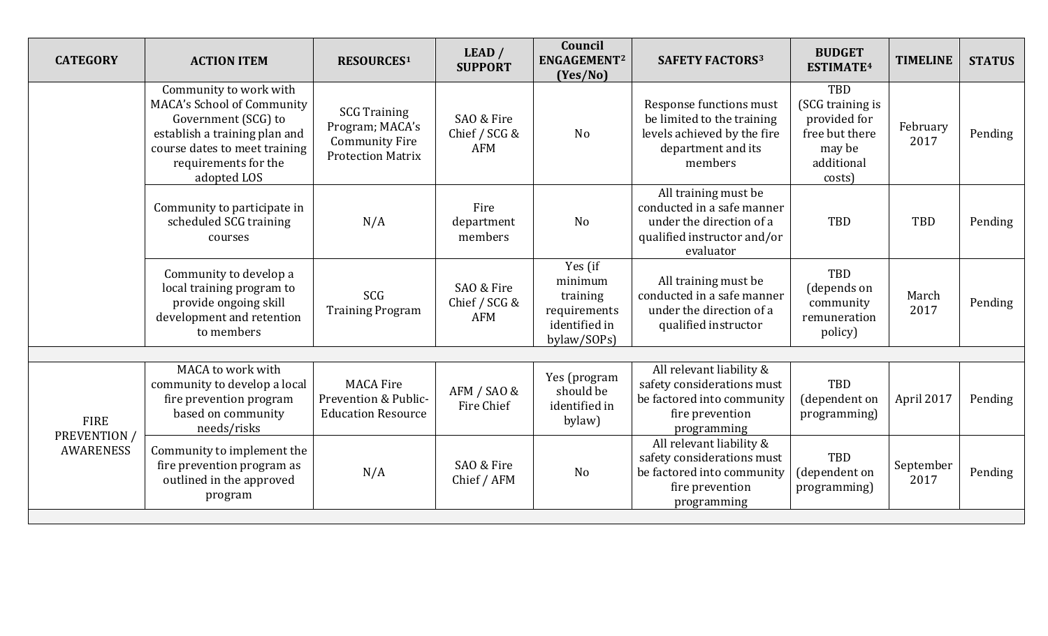| CATEGORY | ACTION ITEM | RESOURCES[1] | LEAD / SUPPORT | Council ENGAGEMENT[2] (Yes/No) | SAFETY FACTORS[3] | BUDGET ESTIMATE[4] | TIMELINE | STATUS |
|---|---|---|---|---|---|---|---|---|
| | Community to work with MACA's School of Community Government (SCG) to establish a training plan and course dates to meet training requirements for the adopted LOS | SCG Training Program; MACA's Community Fire Protection Matrix | SAO & Fire Chief / SCG & AFM | No | Response functions must be limited to the training levels achieved by the fire department and its members | TBD (SCG training is provided for free but there may be additional costs) | February 2017 | Pending |
| | Community to participate in scheduled SCG training courses | N/A | Fire department members | No | All training must be conducted in a safe manner under the direction of a qualified instructor and/or evaluator | TBD | TBD | Pending |
| | Community to develop a local training program to provide ongoing skill development and retention to members | SCG Training Program | SAO & Fire Chief / SCG & AFM | Yes (if minimum training requirements identified in bylaw/SOPs) | All training must be conducted in a safe manner under the direction of a qualified instructor | TBD (depends on community remuneration policy) | March 2017 | Pending |
| | | | | | | | | |
| FIRE PREVENTION / AWARENESS | MACA to work with community to develop a local fire prevention program based on community needs/risks | MACA Fire Prevention & Public-Education Resource | AFM / SAO & Fire Chief | Yes (program should be identified in bylaw) | All relevant liability & safety considerations must be factored into community fire prevention programming | TBD (dependent on programming) | April 2017 | Pending |
| FIRE PREVENTION / AWARENESS | Community to implement the fire prevention program as outlined in the approved program | N/A | SAO & Fire Chief / AFM | No | All relevant liability & safety considerations must be factored into community fire prevention programming | TBD (dependent on programming) | September 2017 | Pending |
| | | | | | | | | |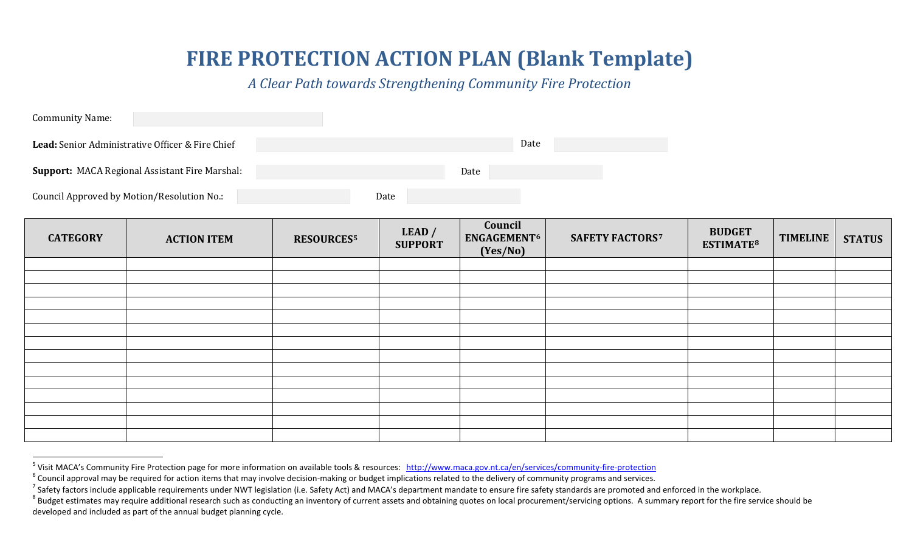# FIRE PROTECTION ACTION PLAN (Blank Template)

*A Clear Path towards Strengthening Community Fire Protection*

Community Name:

**Lead:** Senior Administrative Officer & Fire Chief Date

**Support:** MACA Regional Assistant Fire Marshal: Date

Council Approved by Motion/Resolution No.: Date

| CATEGORY | ACTION ITEM | RESOURCES[5] | LEAD / SUPPORT | Council ENGAGEMENT[6] (Yes/No) | SAFETY FACTORS[7] | BUDGET ESTIMATE[8] | TIMELINE | STATUS |
|---|---|---|---|---|---|---|---|---|
| | | | | | | | | |
| | | | | | | | | |
| | | | | | | | | |
| | | | | | | | | |
| | | | | | | | | |
| | | | | | | | | |
| | | | | | | | | |
| | | | | | | | | |
| | | | | | | | | |
| | | | | | | | | |
| | | | | | | | | |
| | | | | | | | | |
| | | | | | | | | |
| | | | | | | | | |

[5] Visit MACA's Community Fire Protection page for more information on available tools & resources: http://www.maca.gov.nt.ca/en/services/community-fire-protection

[6] Council approval may be required for action items that may involve decision-making or budget implications related to the delivery of community programs and services.

[7] Safety factors include applicable requirements under NWT legislation (i.e. Safety Act) and MACA's department mandate to ensure fire safety standards are promoted and enforced in the workplace.

[8] Budget estimates may require additional research such as conducting an inventory of current assets and obtaining quotes on local procurement/servicing options. A summary report for the fire service should be developed and included as part of the annual budget planning cycle.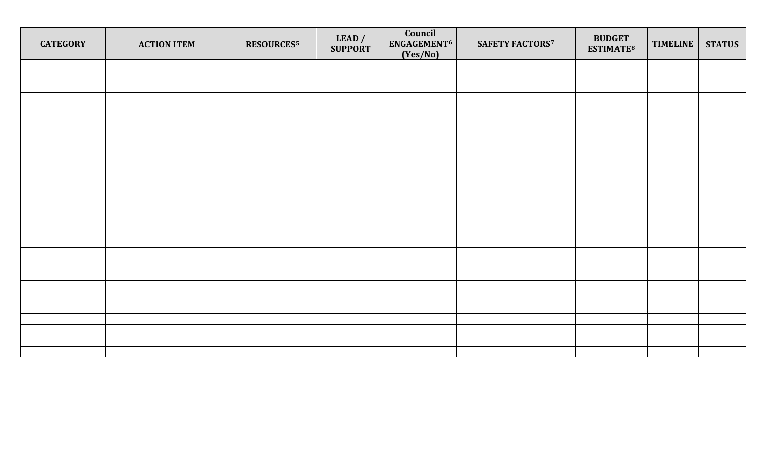| CATEGORY | ACTION ITEM | RESOURCES[5] | LEAD / SUPPORT | Council ENGAGEMENT[6] (Yes/No) | SAFETY FACTORS[7] | BUDGET ESTIMATE[8] | TIMELINE | STATUS |
|---|---|---|---|---|---|---|---|---|
| | | | | | | | | |
| | | | | | | | | |
| | | | | | | | | |
| | | | | | | | | |
| | | | | | | | | |
| | | | | | | | | |
| | | | | | | | | |
| | | | | | | | | |
| | | | | | | | | |
| | | | | | | | | |
| | | | | | | | | |
| | | | | | | | | |
| | | | | | | | | |
| | | | | | | | | |
| | | | | | | | | |
| | | | | | | | | |
| | | | | | | | | |
| | | | | | | | | |
| | | | | | | | | |
| | | | | | | | | |
| | | | | | | | | |
| | | | | | | | | |
| | | | | | | | | |
| | | | | | | | | |
| | | | | | | | | |
| | | | | | | | | |
| | | | | | | | | |